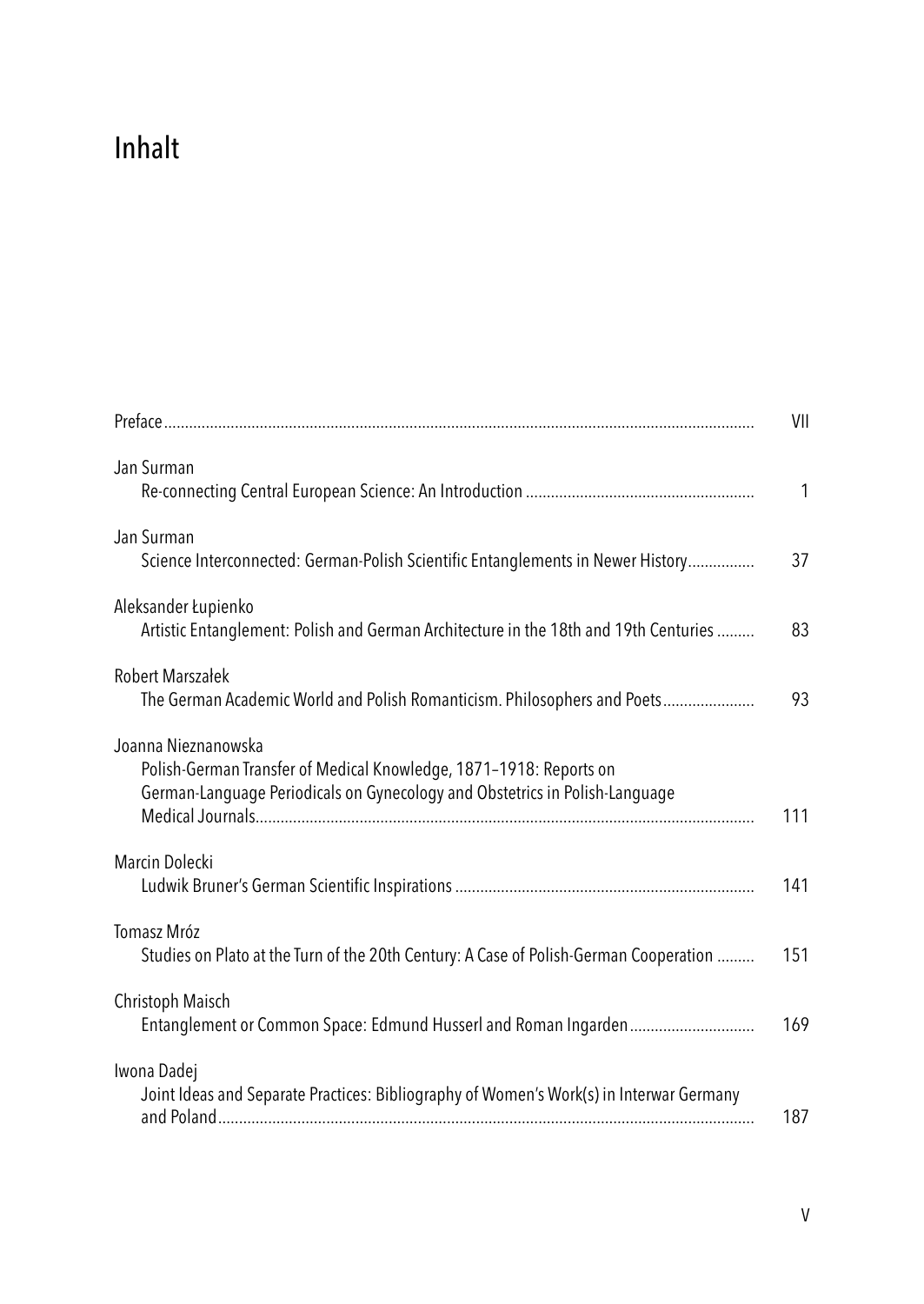# Inhalt

| | |
|---|---|
| Preface | VII |
| Jan Surman<br>Re-connecting Central European Science: An Introduction | 1 |
| Jan Surman<br>Science Interconnected: German-Polish Scientific Entanglements in Newer History | 37 |
| Aleksander Łupienko<br>Artistic Entanglement: Polish and German Architecture in the 18th and 19th Centuries | 83 |
| Robert Marszałek<br>The German Academic World and Polish Romanticism. Philosophers and Poets | 93 |
| Joanna Nieznanowska<br>Polish-German Transfer of Medical Knowledge, 1871–1918: Reports on German-Language Periodicals on Gynecology and Obstetrics in Polish-Language Medical Journals | 111 |
| Marcin Dolecki<br>Ludwik Bruner's German Scientific Inspirations | 141 |
| Tomasz Mróz<br>Studies on Plato at the Turn of the 20th Century: A Case of Polish-German Cooperation | 151 |
| Christoph Maisch<br>Entanglement or Common Space: Edmund Husserl and Roman Ingarden | 169 |
| Iwona Dadej<br>Joint Ideas and Separate Practices: Bibliography of Women's Work(s) in Interwar Germany and Poland | 187 |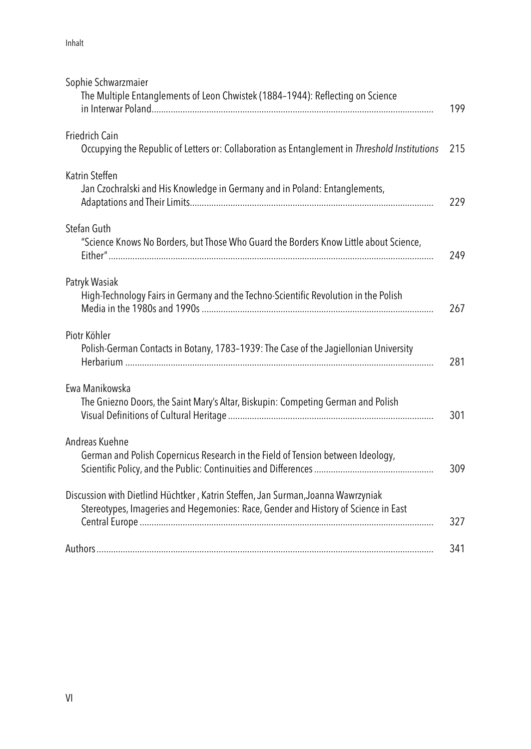Sophie Schwarzmaier
The Multiple Entanglements of Leon Chwistek (1884–1944): Reflecting on Science in Interwar Poland .... 199

Friedrich Cain
Occupying the Republic of Letters or: Collaboration as Entanglement in *Threshold Institutions* 215

Katrin Steffen
Jan Czochralski and His Knowledge in Germany and in Poland: Entanglements, Adaptations and Their Limits .... 229

Stefan Guth
"Science Knows No Borders, but Those Who Guard the Borders Know Little about Science, Either" .... 249

Patryk Wasiak
High-Technology Fairs in Germany and the Techno-Scientific Revolution in the Polish Media in the 1980s and 1990s .... 267

Piotr Köhler
Polish-German Contacts in Botany, 1783–1939: The Case of the Jagiellonian University Herbarium .... 281

Ewa Manikowska
The Gniezno Doors, the Saint Mary's Altar, Biskupin: Competing German and Polish Visual Definitions of Cultural Heritage .... 301

Andreas Kuehne
German and Polish Copernicus Research in the Field of Tension between Ideology, Scientific Policy, and the Public: Continuities and Differences .... 309

Discussion with Dietlind Hüchtker , Katrin Steffen, Jan Surman,Joanna Wawrzyniak
Stereotypes, Imageries and Hegemonies: Race, Gender and History of Science in East Central Europe .... 327

Authors .... 341